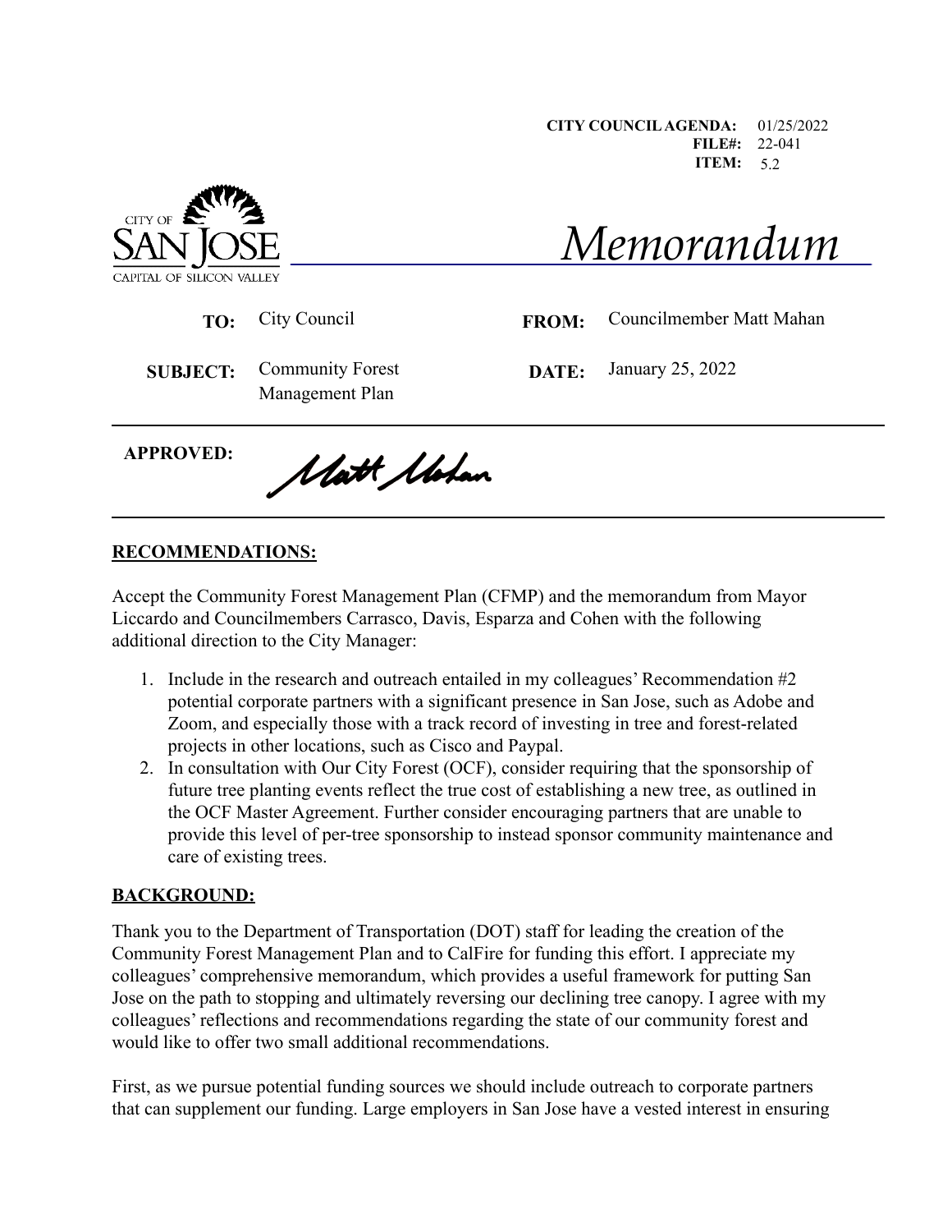**CITY COUNCIL AGENDA:** 01/25/2022
**FILE#:** 22-041
**ITEM:** 5.2

CITY OF SAN JOSE
CAPITAL OF SILICON VALLEY

# Memorandum

| | | | |
|---|---|---|---|
| **TO:** | City Council | **FROM:** | Councilmember Matt Mahan |
| **SUBJECT:** | Community Forest Management Plan | **DATE:** | January 25, 2022 |

**APPROVED:** Matt Mahan

---

## RECOMMENDATIONS:

Accept the Community Forest Management Plan (CFMP) and the memorandum from Mayor Liccardo and Councilmembers Carrasco, Davis, Esparza and Cohen with the following additional direction to the City Manager:

1. Include in the research and outreach entailed in my colleagues' Recommendation #2 potential corporate partners with a significant presence in San Jose, such as Adobe and Zoom, and especially those with a track record of investing in tree and forest-related projects in other locations, such as Cisco and Paypal.
2. In consultation with Our City Forest (OCF), consider requiring that the sponsorship of future tree planting events reflect the true cost of establishing a new tree, as outlined in the OCF Master Agreement. Further consider encouraging partners that are unable to provide this level of per-tree sponsorship to instead sponsor community maintenance and care of existing trees.

## BACKGROUND:

Thank you to the Department of Transportation (DOT) staff for leading the creation of the Community Forest Management Plan and to CalFire for funding this effort. I appreciate my colleagues' comprehensive memorandum, which provides a useful framework for putting San Jose on the path to stopping and ultimately reversing our declining tree canopy. I agree with my colleagues' reflections and recommendations regarding the state of our community forest and would like to offer two small additional recommendations.

First, as we pursue potential funding sources we should include outreach to corporate partners that can supplement our funding. Large employers in San Jose have a vested interest in ensuring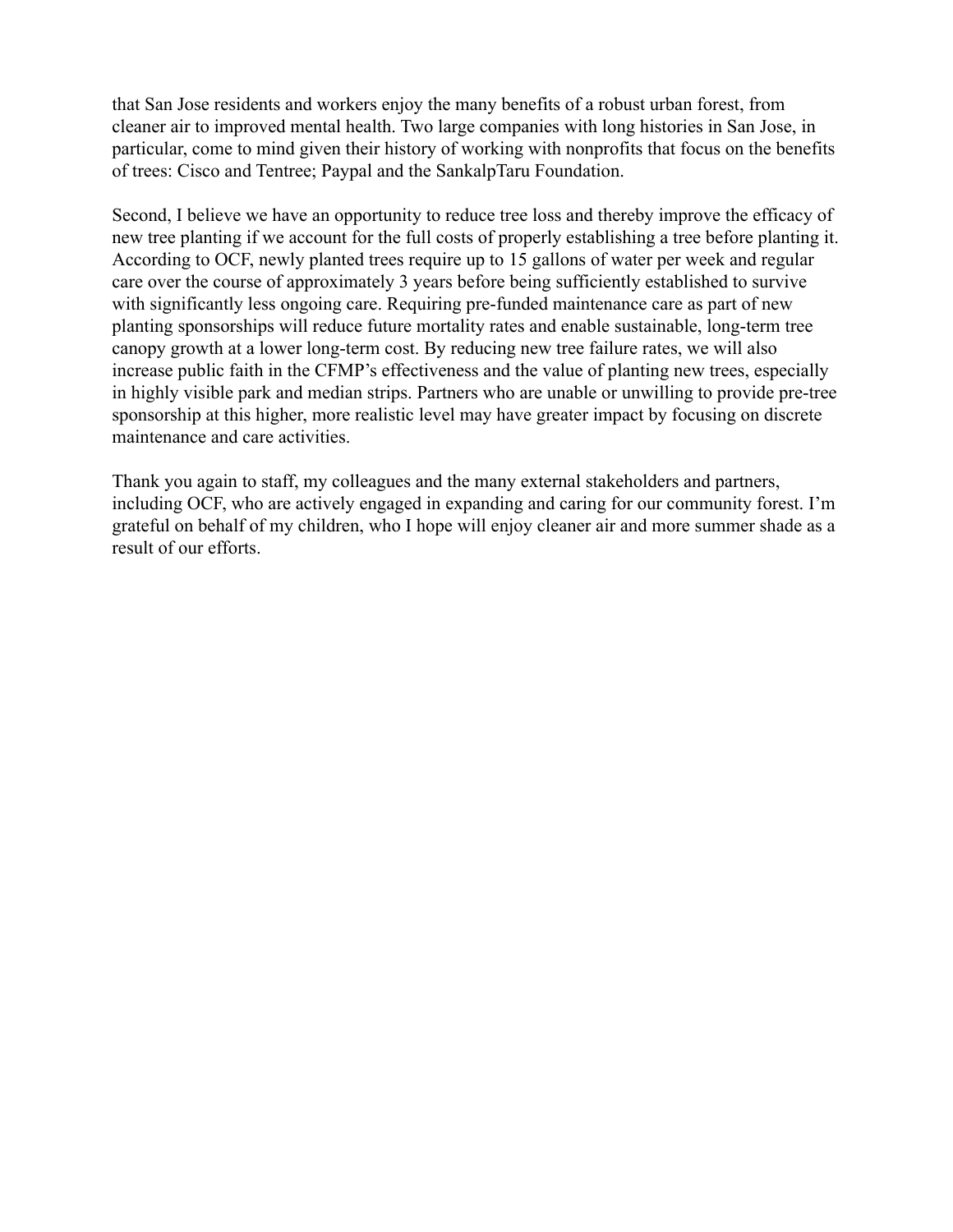that San Jose residents and workers enjoy the many benefits of a robust urban forest, from cleaner air to improved mental health. Two large companies with long histories in San Jose, in particular, come to mind given their history of working with nonprofits that focus on the benefits of trees: Cisco and Tentree; Paypal and the SankalpTaru Foundation.

Second, I believe we have an opportunity to reduce tree loss and thereby improve the efficacy of new tree planting if we account for the full costs of properly establishing a tree before planting it. According to OCF, newly planted trees require up to 15 gallons of water per week and regular care over the course of approximately 3 years before being sufficiently established to survive with significantly less ongoing care. Requiring pre-funded maintenance care as part of new planting sponsorships will reduce future mortality rates and enable sustainable, long-term tree canopy growth at a lower long-term cost. By reducing new tree failure rates, we will also increase public faith in the CFMP's effectiveness and the value of planting new trees, especially in highly visible park and median strips. Partners who are unable or unwilling to provide pre-tree sponsorship at this higher, more realistic level may have greater impact by focusing on discrete maintenance and care activities.

Thank you again to staff, my colleagues and the many external stakeholders and partners, including OCF, who are actively engaged in expanding and caring for our community forest. I'm grateful on behalf of my children, who I hope will enjoy cleaner air and more summer shade as a result of our efforts.